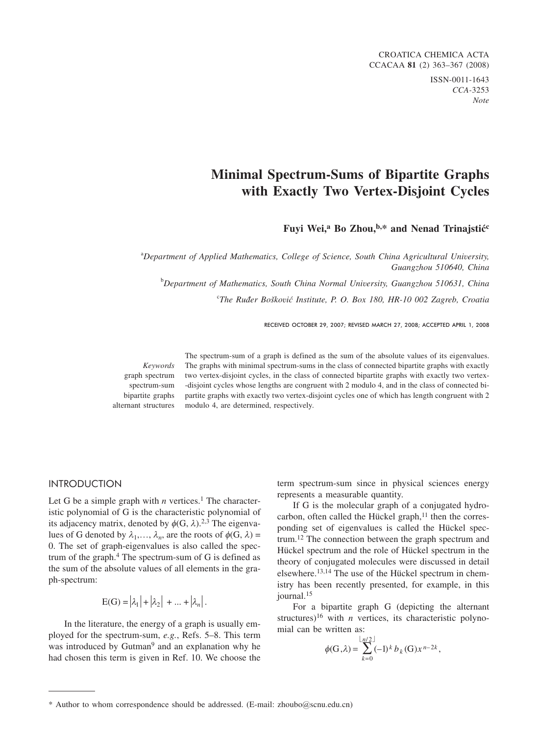# Minimal Spectrum-Sums of Bipartite Graphs with Exactly Two Vertex-Disjoint Cycles

**Fuyi Wei,[a] Bo Zhou,[b,*] and Nenad Trinajstić[c]**

[a]*Department of Applied Mathematics, College of Science, South China Agricultural University, Guangzhou 510640, China*

[b]*Department of Mathematics, South China Normal University, Guangzhou 510631, China*

[c]*The Ruđer Bošković Institute, P. O. Box 180, HR-10 002 Zagreb, Croatia*

RECEIVED OCTOBER 29, 2007; REVISED MARCH 27, 2008; ACCEPTED APRIL 1, 2008

*Keywords*
graph spectrum
spectrum-sum
bipartite graphs
alternant structures

The spectrum-sum of a graph is defined as the sum of the absolute values of its eigenvalues. The graphs with minimal spectrum-sums in the class of connected bipartite graphs with exactly two vertex-disjoint cycles, in the class of connected bipartite graphs with exactly two vertex-disjoint cycles whose lengths are congruent with 2 modulo 4, and in the class of connected bipartite graphs with exactly two vertex-disjoint cycles one of which has length congruent with 2 modulo 4, are determined, respectively.

## INTRODUCTION

Let G be a simple graph with $n$ vertices.[1] The characteristic polynomial of G is the characteristic polynomial of its adjacency matrix, denoted by $\phi(G, \lambda)$.[2,3] The eigenvalues of G denoted by $\lambda_1, \ldots, \lambda_n$, are the roots of $\phi(G, \lambda) = 0$. The set of graph-eigenvalues is also called the spectrum of the graph.[4] The spectrum-sum of G is defined as the sum of the absolute values of all elements in the graph-spectrum:

$$E(G) = |\lambda_1| + |\lambda_2| + \ldots + |\lambda_n| .$$

In the literature, the energy of a graph is usually employed for the spectrum-sum, *e.g.*, Refs. 5–8. This term was introduced by Gutman[9] and an explanation why he had chosen this term is given in Ref. 10. We choose the term spectrum-sum since in physical sciences energy represents a measurable quantity.

If G is the molecular graph of a conjugated hydrocarbon, often called the Hückel graph,[11] then the corresponding set of eigenvalues is called the Hückel spectrum.[12] The connection between the graph spectrum and Hückel spectrum and the role of Hückel spectrum in the theory of conjugated molecules were discussed in detail elsewhere.[13,14] The use of the Hückel spectrum in chemistry has been recently presented, for example, in this journal.[15]

For a bipartite graph G (depicting the alternant structures)[16] with $n$ vertices, its characteristic polynomial can be written as:

$$\phi(G,\lambda) = \sum_{k=0}^{\lfloor n/2 \rfloor} (-1)^k b_k(G) x^{n-2k} ,$$

\* Author to whom correspondence should be addressed. (E-mail: zhoubo@scnu.edu.cn)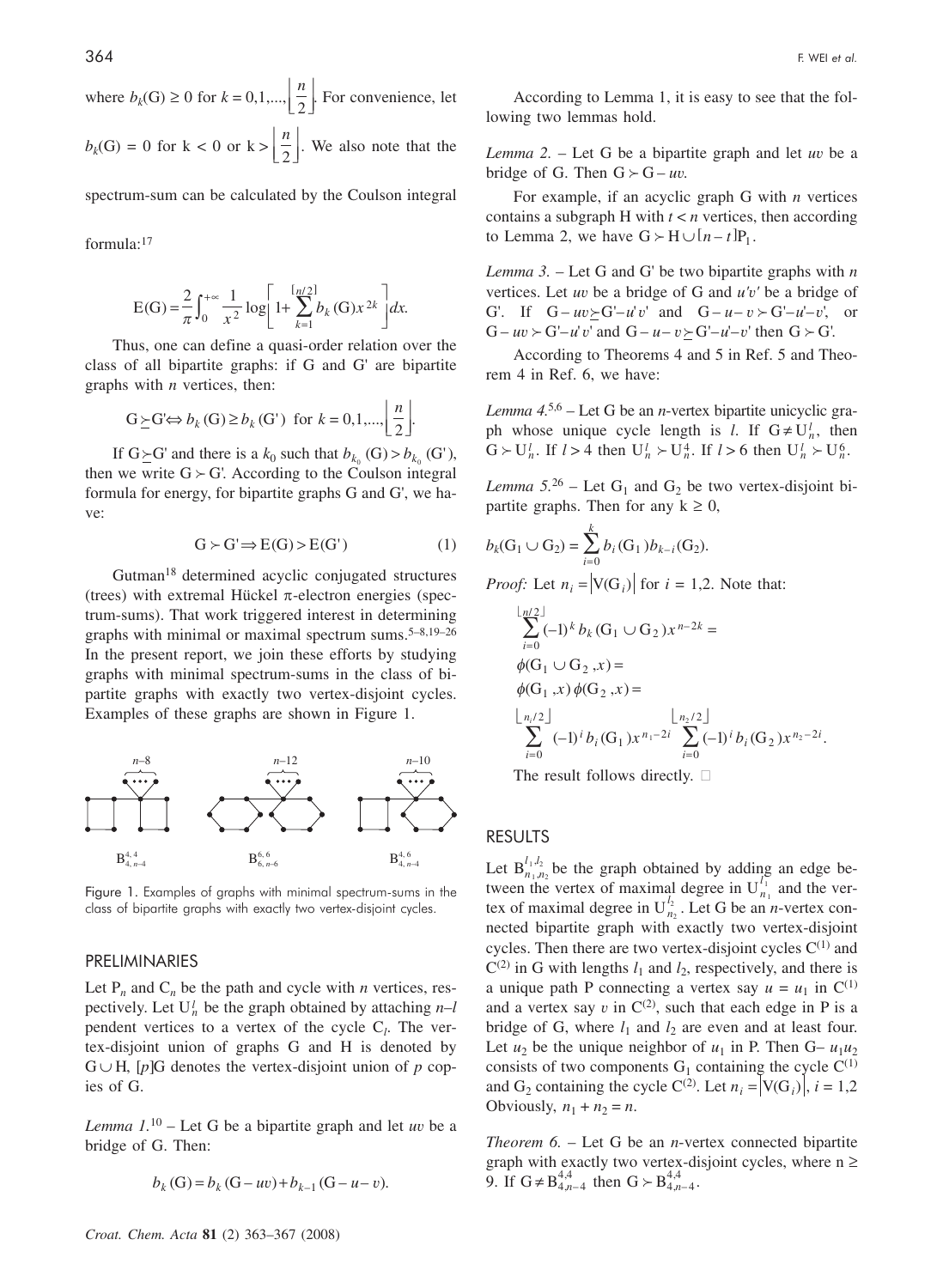where $b_k(G) \geq 0$ for $k = 0,1,...,\left\lfloor \frac{n}{2} \right\rfloor$. For convenience, let $b_k(G) = 0$ for $k < 0$ or $k > \left\lfloor \frac{n}{2} \right\rfloor$. We also note that the spectrum-sum can be calculated by the Coulson integral formula:[17]

$$E(G) = \frac{2}{\pi}\int_0^{+\infty} \frac{1}{x^2} \log\left[1 + \sum_{k=1}^{\lfloor n/2 \rfloor} b_k(G)x^{2k}\right]dx.$$

Thus, one can define a quasi-order relation over the class of all bipartite graphs: if G and G' are bipartite graphs with $n$ vertices, then:

$$G \succeq G' \Leftrightarrow b_k(G) \geq b_k(G') \text{ for } k = 0,1,...,\left\lfloor \frac{n}{2} \right\rfloor.$$

If $G \succeq G'$ and there is a $k_0$ such that $b_{k_0}(G) > b_{k_0}(G')$, then we write $G \succ G'$. According to the Coulson integral formula for energy, for bipartite graphs G and G', we have:

$$G \succ G' \Rightarrow E(G) > E(G') \tag{1}$$

Gutman[18] determined acyclic conjugated structures (trees) with extremal Hückel π-electron energies (spectrum-sums). That work triggered interest in determining graphs with minimal or maximal spectrum sums.[5–8,19–26] In the present report, we join these efforts by studying graphs with minimal spectrum-sums in the class of bipartite graphs with exactly two vertex-disjoint cycles. Examples of these graphs are shown in Figure 1.

Figure 1. Examples of graphs with minimal spectrum-sums in the class of bipartite graphs with exactly two vertex-disjoint cycles.

## PRELIMINARIES

Let $P_n$ and $C_n$ be the path and cycle with $n$ vertices, respectively. Let $U_n^l$ be the graph obtained by attaching $n$–$l$ pendent vertices to a vertex of the cycle $C_l$. The vertex-disjoint union of graphs G and H is denoted by $G \cup H$, $[p]G$ denotes the vertex-disjoint union of $p$ copies of G.

*Lemma 1.*[10] – Let G be a bipartite graph and let $uv$ be a bridge of G. Then:

$$b_k(G) = b_k(G - uv) + b_{k-1}(G - u - v).$$

According to Lemma 1, it is easy to see that the following two lemmas hold.

*Lemma 2.* – Let G be a bipartite graph and let $uv$ be a bridge of G. Then $G \succ G - uv$.

For example, if an acyclic graph G with $n$ vertices contains a subgraph H with $t < n$ vertices, then according to Lemma 2, we have $G \succ H \cup [n - t]P_1$.

*Lemma 3.* – Let G and G' be two bipartite graphs with $n$ vertices. Let $uv$ be a bridge of G and $u'v'$ be a bridge of G'. If $G - uv \succeq G' - u'v'$ and $G - u - v \succ G' - u' - v'$, or $G - uv \succ G' - u'v'$ and $G - u - v \succeq G' - u' - v'$ then $G \succ G'$.

According to Theorems 4 and 5 in Ref. 5 and Theorem 4 in Ref. 6, we have:

*Lemma 4.*[5,6] – Let G be an $n$-vertex bipartite unicyclic graph whose unique cycle length is $l$. If $G \neq U_n^l$, then $G \succ U_n^l$. If $l > 4$ then $U_n^l \succ U_n^4$. If $l > 6$ then $U_n^l \succ U_n^6$.

*Lemma 5.*[26] – Let $G_1$ and $G_2$ be two vertex-disjoint bipartite graphs. Then for any $k \geq 0$,

$$b_k(G_1 \cup G_2) = \sum_{i=0}^{k} b_i(G_1)b_{k-i}(G_2).$$

*Proof:* Let $n_i = |V(G_i)|$ for $i = 1,2$. Note that:

$$\sum_{i=0}^{\lfloor n/2 \rfloor} (-1)^k b_k(G_1 \cup G_2)x^{n-2k} =$$
$$\phi(G_1 \cup G_2, x) =$$
$$\phi(G_1, x)\,\phi(G_2, x) =$$
$$\sum_{i=0}^{\lfloor n_1/2 \rfloor} (-1)^i b_i(G_1)x^{n_1-2i} \sum_{i=0}^{\lfloor n_2/2 \rfloor} (-1)^i b_i(G_2)x^{n_2-2i}.$$

The result follows directly. □

## RESULTS

Let $B_{n_1,n_2}^{l_1,l_2}$ be the graph obtained by adding an edge between the vertex of maximal degree in $U_{n_1}^{l_1}$ and the vertex of maximal degree in $U_{n_2}^{l_2}$. Let G be an $n$-vertex connected bipartite graph with exactly two vertex-disjoint cycles. Then there are two vertex-disjoint cycles $C^{(1)}$ and $C^{(2)}$ in G with lengths $l_1$ and $l_2$, respectively, and there is a unique path P connecting a vertex say $u = u_1$ in $C^{(1)}$ and a vertex say $v$ in $C^{(2)}$, such that each edge in P is a bridge of G, where $l_1$ and $l_2$ are even and at least four. Let $u_2$ be the unique neighbor of $u_1$ in P. Then $G - u_1u_2$ consists of two components $G_1$ containing the cycle $C^{(1)}$ and $G_2$ containing the cycle $C^{(2)}$. Let $n_i = |V(G_i)|$, $i = 1,2$. Obviously, $n_1 + n_2 = n$.

*Theorem 6.* – Let G be an $n$-vertex connected bipartite graph with exactly two vertex-disjoint cycles, where $n \geq 9$. If $G \neq B_{4,n-4}^{4,4}$ then $G \succ B_{4,n-4}^{4,4}$.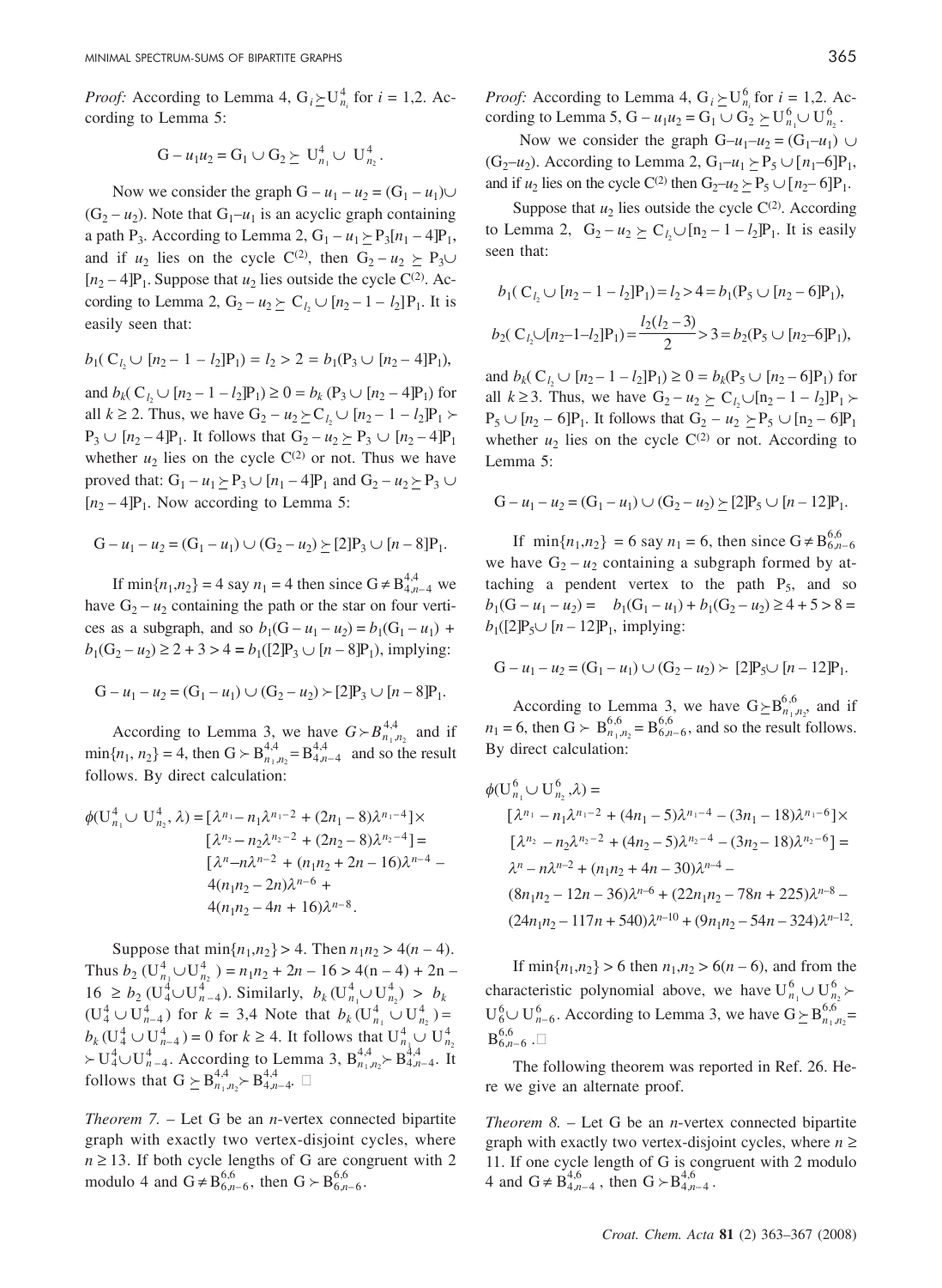*Proof:* According to Lemma 4, $G_i \succeq U^4_{n_i}$ for $i = 1,2$. According to Lemma 5:

$$G - u_1u_2 = G_1 \cup G_2 \succeq U^4_{n_1} \cup U^4_{n_2}.$$

Now we consider the graph $G - u_1 - u_2 = (G_1 - u_1) \cup (G_2 - u_2)$. Note that $G_1 - u_1$ is an acyclic graph containing a path $P_3$. According to Lemma 2, $G_1 - u_1 \succeq P_3[n_1 - 4]P_1$, and if $u_2$ lies on the cycle $C^{(2)}$, then $G_2 - u_2 \succeq P_3 \cup [n_2 - 4]P_1$. Suppose that $u_2$ lies outside the cycle $C^{(2)}$. According to Lemma 2, $G_2 - u_2 \succeq C_{l_2} \cup [n_2 - 1 - l_2]P_1$. It is easily seen that:

$$b_1(C_{l_2} \cup [n_2 - 1 - l_2]P_1) = l_2 > 2 = b_1(P_3 \cup [n_2 - 4]P_1),$$

and $b_k(C_{l_2} \cup [n_2 - 1 - l_2]P_1) \geq 0 = b_k(P_3 \cup [n_2 - 4]P_1)$ for all $k \geq 2$. Thus, we have $G_2 - u_2 \succeq C_{l_2} \cup [n_2 - 1 - l_2]P_1 \succ P_3 \cup [n_2 - 4]P_1$. It follows that $G_2 - u_2 \succeq P_3 \cup [n_2 - 4]P_1$ whether $u_2$ lies on the cycle $C^{(2)}$ or not. Thus we have proved that: $G_1 - u_1 \succeq P_3 \cup [n_1 - 4]P_1$ and $G_2 - u_2 \succeq P_3 \cup [n_2 - 4]P_1$. Now according to Lemma 5:

$$G - u_1 - u_2 = (G_1 - u_1) \cup (G_2 - u_2) \succeq [2]P_3 \cup [n - 8]P_1.$$

If $\min\{n_1,n_2\} = 4$ say $n_1 = 4$ then since $G \neq B^{4,4}_{4,n-4}$ we have $G_2 - u_2$ containing the path or the star on four vertices as a subgraph, and so $b_1(G - u_1 - u_2) = b_1(G_1 - u_1) + b_1(G_2 - u_2) \geq 2 + 3 > 4 = b_1([2]P_3 \cup [n - 8]P_1)$, implying:

$$G - u_1 - u_2 = (G_1 - u_1) \cup (G_2 - u_2) \succ [2]P_3 \cup [n - 8]P_1.$$

According to Lemma 3, we have $G \succ B^{4,4}_{n_1,n_2}$ and if $\min\{n_1, n_2\} = 4$, then $G \succ B^{4,4}_{n_1,n_2} = B^{4,4}_{4,n-4}$ and so the result follows. By direct calculation:

$$\begin{aligned}
\phi(U^4_{n_1} \cup U^4_{n_2}, \lambda) = {} & [\lambda^{n_1} - n_1\lambda^{n_1-2} + (2n_1 - 8)\lambda^{n_1-4}] \times \\
& [\lambda^{n_2} - n_2\lambda^{n_2-2} + (2n_2 - 8)\lambda^{n_2-4}] = \\
& [\lambda^n - n\lambda^{n-2} + (n_1n_2 + 2n - 16)\lambda^{n-4} - \\
& 4(n_1n_2 - 2n)\lambda^{n-6} + \\
& 4(n_1n_2 - 4n + 16)\lambda^{n-8}.
\end{aligned}$$

Suppose that $\min\{n_1,n_2\} > 4$. Then $n_1n_2 > 4(n - 4)$. Thus $b_2(U^4_{n_1} \cup U^4_{n_2}) = n_1n_2 + 2n - 16 > 4(n - 4) + 2n - 16 \geq b_2(U^4_4 \cup U^4_{n-4})$. Similarly, $b_k(U^4_{n_1} \cup U^4_{n_2}) > b_k(U^4_4 \cup U^4_{n-4})$ for $k = 3,4$ Note that $b_k(U^4_{n_1} \cup U^4_{n_2}) = b_k(U^4_4 \cup U^4_{n-4}) = 0$ for $k \geq 4$. It follows that $U^4_{n_1} \cup U^4_{n_2} \succ U^4_4 \cup U^4_{n-4}$. According to Lemma 3, $B^{4,4}_{n_1,n_2} \succ B^{4,4}_{4,n-4}$. It follows that $G \succeq B^{4,4}_{n_1,n_2} \succ B^{4,4}_{4,n-4}$. □

*Theorem 7.* – Let G be an $n$-vertex connected bipartite graph with exactly two vertex-disjoint cycles, where $n \geq 13$. If both cycle lengths of G are congruent with 2 modulo 4 and $G \neq B^{6,6}_{6,n-6}$, then $G \succ B^{6,6}_{6,n-6}$.

*Proof:* According to Lemma 4, $G_i \succeq U^6_{n_i}$ for $i = 1,2$. According to Lemma 5, $G - u_1u_2 = G_1 \cup G_2 \succeq U^6_{n_1} \cup U^6_{n_2}$.

Now we consider the graph $G - u_1 - u_2 = (G_1 - u_1) \cup (G_2 - u_2)$. According to Lemma 2, $G_1 - u_1 \succeq P_5 \cup [n_1 - 6]P_1$, and if $u_2$ lies on the cycle $C^{(2)}$ then $G_2 - u_2 \succeq P_5 \cup [n_2 - 6]P_1$.

Suppose that $u_2$ lies outside the cycle $C^{(2)}$. According to Lemma 2, $G_2 - u_2 \succeq C_{l_2} \cup [n_2 - 1 - l_2]P_1$. It is easily seen that:

$$b_1(C_{l_2} \cup [n_2 - 1 - l_2]P_1) = l_2 > 4 = b_1(P_5 \cup [n_2 - 6]P_1),$$

$$b_2(C_{l_2} \cup [n_2 - 1 - l_2]P_1) = \frac{l_2(l_2 - 3)}{2} > 3 = b_2(P_5 \cup [n_2 - 6]P_1),$$

and $b_k(C_{l_2} \cup [n_2 - 1 - l_2]P_1) \geq 0 = b_k(P_5 \cup [n_2 - 6]P_1)$ for all $k \geq 3$. Thus, we have $G_2 - u_2 \succeq C_{l_2} \cup [n_2 - 1 - l_2]P_1 \succ P_5 \cup [n_2 - 6]P_1$. It follows that $G_2 - u_2 \succeq P_5 \cup [n_2 - 6]P_1$ whether $u_2$ lies on the cycle $C^{(2)}$ or not. According to Lemma 5:

$$G - u_1 - u_2 = (G_1 - u_1) \cup (G_2 - u_2) \succeq [2]P_5 \cup [n - 12]P_1.$$

If $\min\{n_1,n_2\} = 6$ say $n_1 = 6$, then since $G \neq B^{6,6}_{6,n-6}$ we have $G_2 - u_2$ containing a subgraph formed by attaching a pendent vertex to the path $P_5$, and so $b_1(G - u_1 - u_2) = b_1(G_1 - u_1) + b_1(G_2 - u_2) \geq 4 + 5 > 8 = b_1([2]P_5 \cup [n - 12]P_1$, implying:

$$G - u_1 - u_2 = (G_1 - u_1) \cup (G_2 - u_2) \succ [2]P_5 \cup [n - 12]P_1.$$

According to Lemma 3, we have $G \succeq B^{6,6}_{n_1,n_2}$, and if $n_1 = 6$, then $G \succ B^{6,6}_{n_1,n_2} = B^{6,6}_{6,n-6}$, and so the result follows. By direct calculation:

$$\begin{aligned}
\phi(U^6_{n_1} \cup U^6_{n_2}, \lambda) = {} & \\
& [\lambda^{n_1} - n_1\lambda^{n_1-2} + (4n_1 - 5)\lambda^{n_1-4} - (3n_1 - 18)\lambda^{n_1-6}] \times \\
& [\lambda^{n_2} - n_2\lambda^{n_2-2} + (4n_2 - 5)\lambda^{n_2-4} - (3n_2 - 18)\lambda^{n_2-6}] = \\
& \lambda^n - n\lambda^{n-2} + (n_1n_2 + 4n - 30)\lambda^{n-4} - \\
& (8n_1n_2 - 12n - 36)\lambda^{n-6} + (22n_1n_2 - 78n + 225)\lambda^{n-8} - \\
& (24n_1n_2 - 117n + 540)\lambda^{n-10} + (9n_1n_2 - 54n - 324)\lambda^{n-12}.
\end{aligned}$$

If $\min\{n_1,n_2\} > 6$ then $n_1,n_2 > 6(n - 6)$, and from the characteristic polynomial above, we have $U^6_{n_1} \cup U^6_{n_2} \succ U^6_6 \cup U^6_{n-6}$. According to Lemma 3, we have $G \succeq B^{6,6}_{n_1,n_2} = B^{6,6}_{6,n-6}$. □

The following theorem was reported in Ref. 26. Here we give an alternate proof.

*Theorem 8.* – Let G be an $n$-vertex connected bipartite graph with exactly two vertex-disjoint cycles, where $n \geq 11$. If one cycle length of G is congruent with 2 modulo 4 and $G \neq B^{4,6}_{4,n-4}$, then $G \succ B^{4,6}_{4,n-4}$.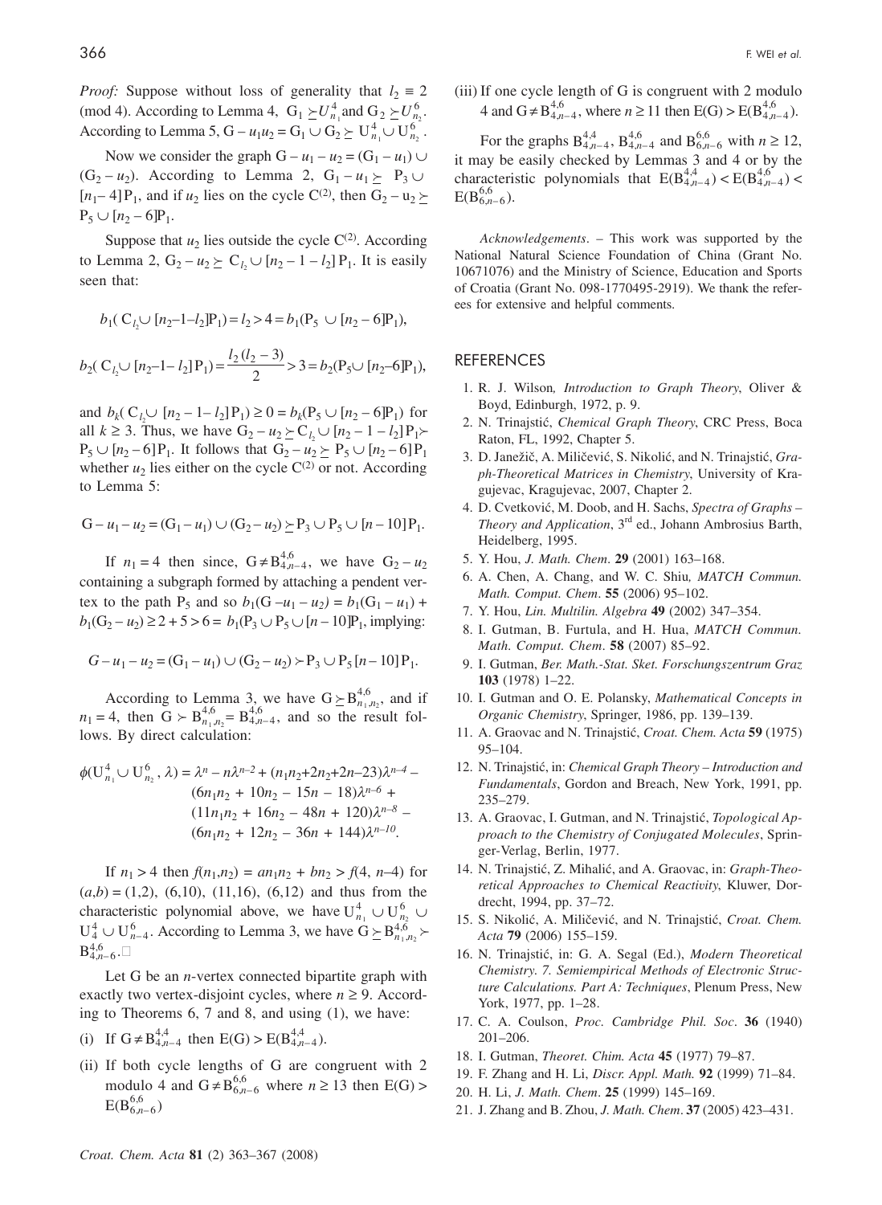*Proof:* Suppose without loss of generality that $l_2 \equiv 2 \pmod 4$. According to Lemma 4, $G_1 \succeq U^4_{n_1}$ and $G_2 \succeq U^6_{n_2}$. According to Lemma 5, $G - u_1u_2 = G_1 \cup G_2 \succeq U^4_{n_1} \cup U^6_{n_2}$.

Now we consider the graph $G - u_1 - u_2 = (G_1 - u_1) \cup (G_2 - u_2)$. According to Lemma 2, $G_1 - u_1 \succeq P_3 \cup [n_1 - 4]P_1$, and if $u_2$ lies on the cycle $C^{(2)}$, then $G_2 - u_2 \succeq P_5 \cup [n_2 - 6]P_1$.

Suppose that $u_2$ lies outside the cycle $C^{(2)}$. According to Lemma 2, $G_2 - u_2 \succeq C_{l_2} \cup [n_2 - 1 - l_2]P_1$. It is easily seen that:

$$b_1(C_{l_2} \cup [n_2 - 1 - l_2]P_1) = l_2 > 4 = b_1(P_5 \cup [n_2 - 6]P_1),$$

$$b_2(C_{l_2} \cup [n_2 - 1 - l_2]P_1) = \frac{l_2(l_2 - 3)}{2} > 3 = b_2(P_5 \cup [n_2 - 6]P_1),$$

and $b_k(C_{l_2} \cup [n_2 - 1 - l_2]P_1) \geq 0 = b_k(P_5 \cup [n_2 - 6]P_1)$ for all $k \geq 3$. Thus, we have $G_2 - u_2 \succeq C_{l_2} \cup [n_2 - 1 - l_2]P_1 \succ P_5 \cup [n_2 - 6]P_1$. It follows that $G_2 - u_2 \succeq P_5 \cup [n_2 - 6]P_1$ whether $u_2$ lies either on the cycle $C^{(2)}$ or not. According to Lemma 5:

$$G - u_1 - u_2 = (G_1 - u_1) \cup (G_2 - u_2) \succeq P_3 \cup P_5 \cup [n - 10]P_1.$$

If $n_1 = 4$ then since, $G \neq B^{4,6}_{4,n-4}$, we have $G_2 - u_2$ containing a subgraph formed by attaching a pendent vertex to the path $P_5$ and so $b_1(G - u_1 - u_2) = b_1(G_1 - u_1) + b_1(G_2 - u_2) \geq 2 + 5 > 6 = b_1(P_3 \cup P_5 \cup [n - 10]P_1$, implying:

$$G - u_1 - u_2 = (G_1 - u_1) \cup (G_2 - u_2) \succ P_3 \cup P_5 [n - 10]P_1.$$

According to Lemma 3, we have $G \succeq B^{4,6}_{n_1,n_2}$, and if $n_1 = 4$, then $G \succ B^{4,6}_{n_1,n_2} = B^{4,6}_{4,n-4}$, and so the result follows. By direct calculation:

$$\begin{aligned}\phi(U^4_{n_1} \cup U^6_{n_2}, \lambda) = \lambda^n - n\lambda^{n-2} + (n_1n_2 + 2n_2 + 2n - 23)\lambda^{n-4} - \\ (6n_1n_2 + 10n_2 - 15n - 18)\lambda^{n-6} + \\ (11n_1n_2 + 16n_2 - 48n + 120)\lambda^{n-8} - \\ (6n_1n_2 + 12n_2 - 36n + 144)\lambda^{n-10}.\end{aligned}$$

If $n_1 > 4$ then $f(n_1,n_2) = an_1n_2 + bn_2 > f(4, n-4)$ for $(a,b) = (1,2)$, $(6,10)$, $(11,16)$, $(6,12)$ and thus from the characteristic polynomial above, we have $U^4_{n_1} \cup U^6_{n_2} \cup U^4_4 \cup U^6_{n-4}$. According to Lemma 3, we have $G \succeq B^{4,6}_{n_1,n_2} \succ B^{4,6}_{4,n-6}$.□

Let G be an $n$-vertex connected bipartite graph with exactly two vertex-disjoint cycles, where $n \geq 9$. According to Theorems 6, 7 and 8, and using (1), we have:

(i) If $G \neq B^{4,4}_{4,n-4}$ then $E(G) > E(B^{4,4}_{4,n-4})$.

(ii) If both cycle lengths of G are congruent with 2 modulo 4 and $G \neq B^{6,6}_{6,n-6}$ where $n \geq 13$ then $E(G) > E(B^{6,6}_{6,n-6})$

(iii) If one cycle length of G is congruent with 2 modulo 4 and $G \neq B^{4,6}_{4,n-4}$, where $n \geq 11$ then $E(G) > E(B^{4,6}_{4,n-4})$.

For the graphs $B^{4,4}_{4,n-4}$, $B^{4,6}_{4,n-4}$ and $B^{6,6}_{6,n-6}$ with $n \geq 12$, it may be easily checked by Lemmas 3 and 4 or by the characteristic polynomials that $E(B^{4,4}_{4,n-4}) < E(B^{4,6}_{4,n-4}) < E(B^{6,6}_{6,n-6})$.

*Acknowledgements*. – This work was supported by the National Natural Science Foundation of China (Grant No. 10671076) and the Ministry of Science, Education and Sports of Croatia (Grant No. 098-1770495-2919). We thank the referees for extensive and helpful comments.

## REFERENCES

1. R. J. Wilson*, Introduction to Graph Theory*, Oliver & Boyd, Edinburgh, 1972, p. 9.
2. N. Trinajstić, *Chemical Graph Theory*, CRC Press, Boca Raton, FL, 1992, Chapter 5.
3. D. Janežič, A. Miličević, S. Nikolić, and N. Trinajstić, *Graph-Theoretical Matrices in Chemistry*, University of Kragujevac, Kragujevac, 2007, Chapter 2.
4. D. Cvetković, M. Doob, and H. Sachs, *Spectra of Graphs – Theory and Application*, 3rd ed., Johann Ambrosius Barth, Heidelberg, 1995.
5. Y. Hou, *J. Math. Chem*. **29** (2001) 163–168.
6. A. Chen, A. Chang, and W. C. Shiu*, MATCH Commun. Math. Comput. Chem*. **55** (2006) 95–102.
7. Y. Hou, *Lin. Multilin. Algebra* **49** (2002) 347–354.
8. I. Gutman, B. Furtula, and H. Hua, *MATCH Commun. Math. Comput. Chem*. **58** (2007) 85–92.
9. I. Gutman, *Ber. Math.-Stat. Sket. Forschungszentrum Graz* **103** (1978) 1–22.
10. I. Gutman and O. E. Polansky, *Mathematical Concepts in Organic Chemistry*, Springer, 1986, pp. 139–139.
11. A. Graovac and N. Trinajstić, *Croat. Chem. Acta* **59** (1975) 95–104.
12. N. Trinajstić, in: *Chemical Graph Theory – Introduction and Fundamentals*, Gordon and Breach, New York, 1991, pp. 235–279.
13. A. Graovac, I. Gutman, and N. Trinajstić, *Topological Approach to the Chemistry of Conjugated Molecules*, Springer-Verlag, Berlin, 1977.
14. N. Trinajstić, Z. Mihalić, and A. Graovac, in: *Graph-Theoretical Approaches to Chemical Reactivity*, Kluwer, Dordrecht, 1994, pp. 37–72.
15. S. Nikolić, A. Miličević, and N. Trinajstić, *Croat. Chem. Acta* **79** (2006) 155–159.
16. N. Trinajstić, in: G. A. Segal (Ed.), *Modern Theoretical Chemistry. 7. Semiempirical Methods of Electronic Structure Calculations. Part A: Techniques*, Plenum Press, New York, 1977, pp. 1–28.
17. C. A. Coulson, *Proc. Cambridge Phil. Soc*. **36** (1940) 201–206.
18. I. Gutman, *Theoret. Chim. Acta* **45** (1977) 79–87.
19. F. Zhang and H. Li, *Discr. Appl. Math.* **92** (1999) 71–84.
20. H. Li, *J. Math. Chem*. **25** (1999) 145–169.
21. J. Zhang and B. Zhou, *J. Math. Chem*. **37** (2005) 423–431.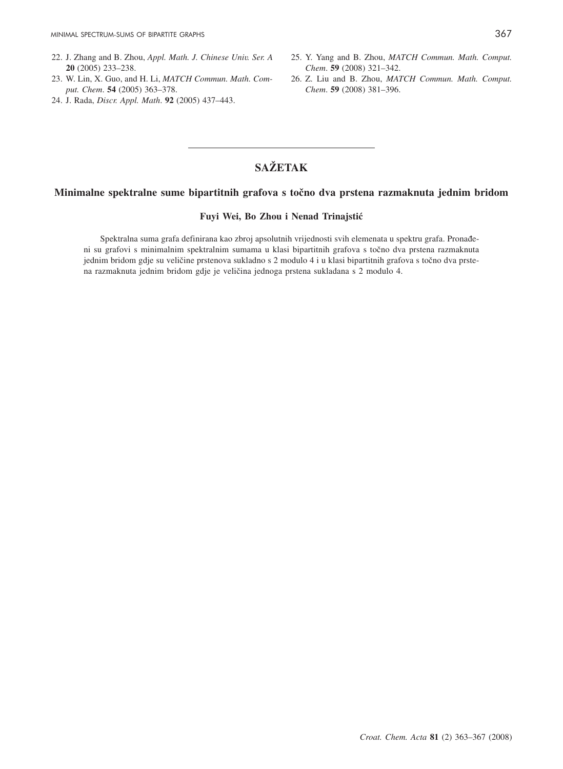22. J. Zhang and B. Zhou, *Appl. Math. J. Chinese Univ. Ser. A* **20** (2005) 233–238.
23. W. Lin, X. Guo, and H. Li, *MATCH Commun. Math. Comput. Chem*. **54** (2005) 363–378.
24. J. Rada, *Discr. Appl. Math*. **92** (2005) 437–443.
25. Y. Yang and B. Zhou, *MATCH Commun. Math. Comput. Chem*. **59** (2008) 321–342.
26. Z. Liu and B. Zhou, *MATCH Commun. Math. Comput. Chem*. **59** (2008) 381–396.

---

## SAŽETAK

### Minimalne spektralne sume bipartitnih grafova s točno dva prstena razmaknuta jednim bridom

**Fuyi Wei, Bo Zhou i Nenad Trinajstić**

Spektralna suma grafa definirana kao zbroj apsolutnih vrijednosti svih elemenata u spektru grafa. Pronađeni su grafovi s minimalnim spektralnim sumama u klasi bipartitnih grafova s točno dva prstena razmaknuta jednim bridom gdje su veličine prstenova sukladno s 2 modulo 4 i u klasi bipartitnih grafova s točno dva prstena razmaknuta jednim bridom gdje je veličina jednoga prstena sukladana s 2 modulo 4.